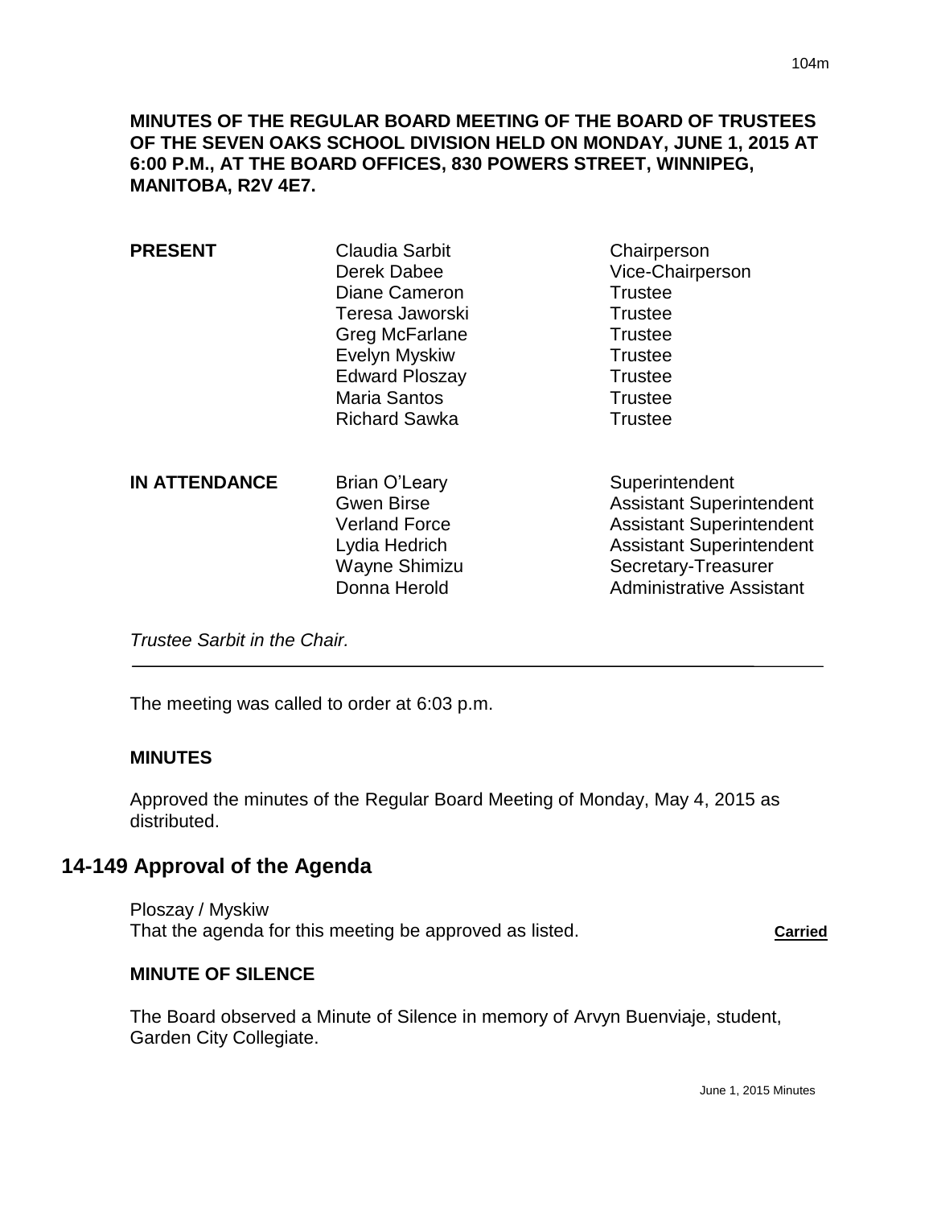**MINUTES OF THE REGULAR BOARD MEETING OF THE BOARD OF TRUSTEES OF THE SEVEN OAKS SCHOOL DIVISION HELD ON MONDAY, JUNE 1, 2015 AT 6:00 P.M., AT THE BOARD OFFICES, 830 POWERS STREET, WINNIPEG, MANITOBA, R2V 4E7.**

| | | |
|---|---|---|
| **PRESENT** | Claudia Sarbit | Chairperson |
| | Derek Dabee | Vice-Chairperson |
| | Diane Cameron | Trustee |
| | Teresa Jaworski | Trustee |
| | Greg McFarlane | Trustee |
| | Evelyn Myskiw | Trustee |
| | Edward Ploszay | Trustee |
| | Maria Santos | Trustee |
| | Richard Sawka | Trustee |
| **IN ATTENDANCE** | Brian O'Leary | Superintendent |
| | Gwen Birse | Assistant Superintendent |
| | Verland Force | Assistant Superintendent |
| | Lydia Hedrich | Assistant Superintendent |
| | Wayne Shimizu | Secretary-Treasurer |
| | Donna Herold | Administrative Assistant |

*Trustee Sarbit in the Chair.*

---

The meeting was called to order at 6:03 p.m.

**MINUTES**

Approved the minutes of the Regular Board Meeting of Monday, May 4, 2015 as distributed.

## 14-149 Approval of the Agenda

Ploszay / Myskiw
That the agenda for this meeting be approved as listed. **Carried**

**MINUTE OF SILENCE**

The Board observed a Minute of Silence in memory of Arvyn Buenviaje, student, Garden City Collegiate.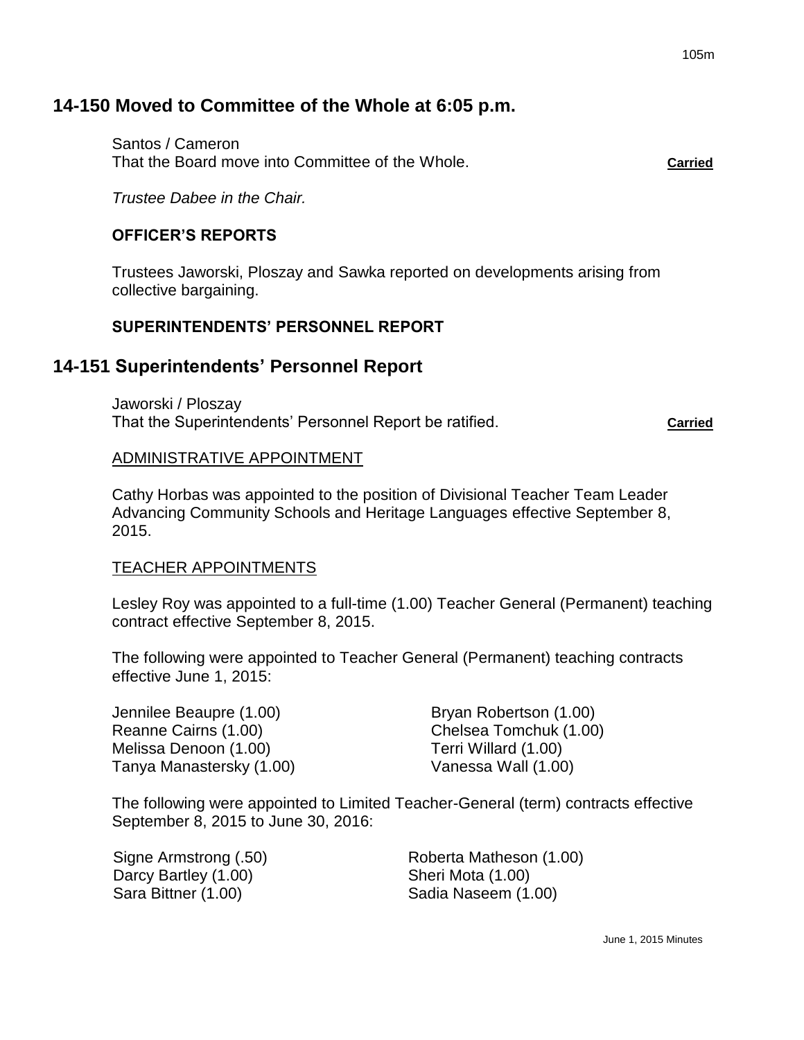## 14-150 Moved to Committee of the Whole at 6:05 p.m.

Santos / Cameron
That the Board move into Committee of the Whole. **Carried**

*Trustee Dabee in the Chair.*

### OFFICER'S REPORTS

Trustees Jaworski, Ploszay and Sawka reported on developments arising from collective bargaining.

### SUPERINTENDENTS' PERSONNEL REPORT

## 14-151 Superintendents' Personnel Report

Jaworski / Ploszay
That the Superintendents' Personnel Report be ratified. **Carried**

ADMINISTRATIVE APPOINTMENT

Cathy Horbas was appointed to the position of Divisional Teacher Team Leader Advancing Community Schools and Heritage Languages effective September 8, 2015.

TEACHER APPOINTMENTS

Lesley Roy was appointed to a full-time (1.00) Teacher General (Permanent) teaching contract effective September 8, 2015.

The following were appointed to Teacher General (Permanent) teaching contracts effective June 1, 2015:

Jennilee Beaupre (1.00)
Reanne Cairns (1.00)
Melissa Denoon (1.00)
Tanya Manastersky (1.00)
Bryan Robertson (1.00)
Chelsea Tomchuk (1.00)
Terri Willard (1.00)
Vanessa Wall (1.00)

The following were appointed to Limited Teacher-General (term) contracts effective September 8, 2015 to June 30, 2016:

Signe Armstrong (.50)
Darcy Bartley (1.00)
Sara Bittner (1.00)
Roberta Matheson (1.00)
Sheri Mota (1.00)
Sadia Naseem (1.00)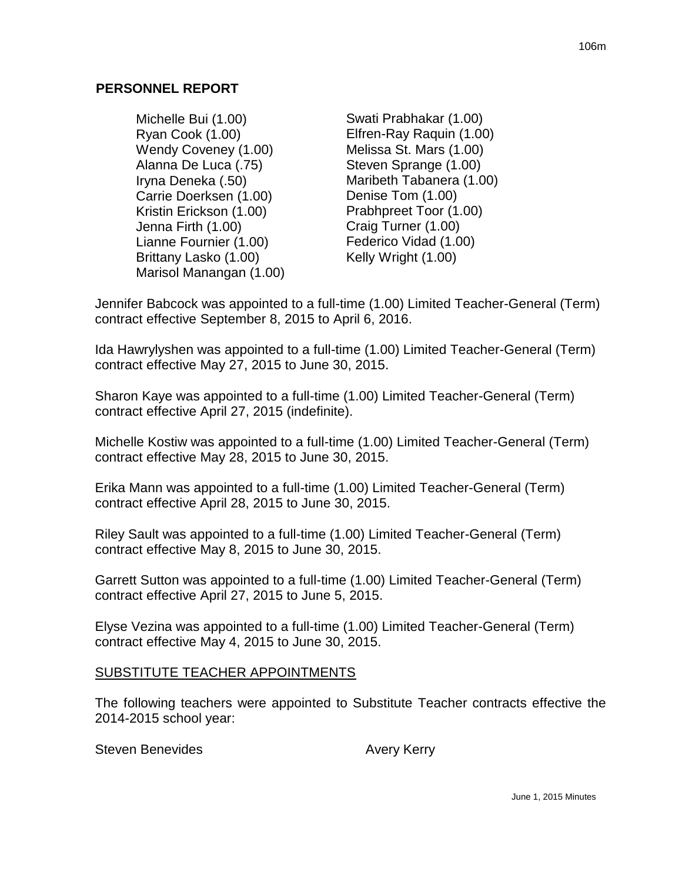**PERSONNEL REPORT**

Michelle Bui (1.00)
Ryan Cook (1.00)
Wendy Coveney (1.00)
Alanna De Luca (.75)
Iryna Deneka (.50)
Carrie Doerksen (1.00)
Kristin Erickson (1.00)
Jenna Firth (1.00)
Lianne Fournier (1.00)
Brittany Lasko (1.00)
Marisol Manangan (1.00)
Swati Prabhakar (1.00)
Elfren-Ray Raquin (1.00)
Melissa St. Mars (1.00)
Steven Sprange (1.00)
Maribeth Tabanera (1.00)
Denise Tom (1.00)
Prabhpreet Toor (1.00)
Craig Turner (1.00)
Federico Vidad (1.00)
Kelly Wright (1.00)

Jennifer Babcock was appointed to a full-time (1.00) Limited Teacher-General (Term) contract effective September 8, 2015 to April 6, 2016.

Ida Hawrylyshen was appointed to a full-time (1.00) Limited Teacher-General (Term) contract effective May 27, 2015 to June 30, 2015.

Sharon Kaye was appointed to a full-time (1.00) Limited Teacher-General (Term) contract effective April 27, 2015 (indefinite).

Michelle Kostiw was appointed to a full-time (1.00) Limited Teacher-General (Term) contract effective May 28, 2015 to June 30, 2015.

Erika Mann was appointed to a full-time (1.00) Limited Teacher-General (Term) contract effective April 28, 2015 to June 30, 2015.

Riley Sault was appointed to a full-time (1.00) Limited Teacher-General (Term) contract effective May 8, 2015 to June 30, 2015.

Garrett Sutton was appointed to a full-time (1.00) Limited Teacher-General (Term) contract effective April 27, 2015 to June 5, 2015.

Elyse Vezina was appointed to a full-time (1.00) Limited Teacher-General (Term) contract effective May 4, 2015 to June 30, 2015.

SUBSTITUTE TEACHER APPOINTMENTS

The following teachers were appointed to Substitute Teacher contracts effective the 2014-2015 school year:

Steven Benevides
Avery Kerry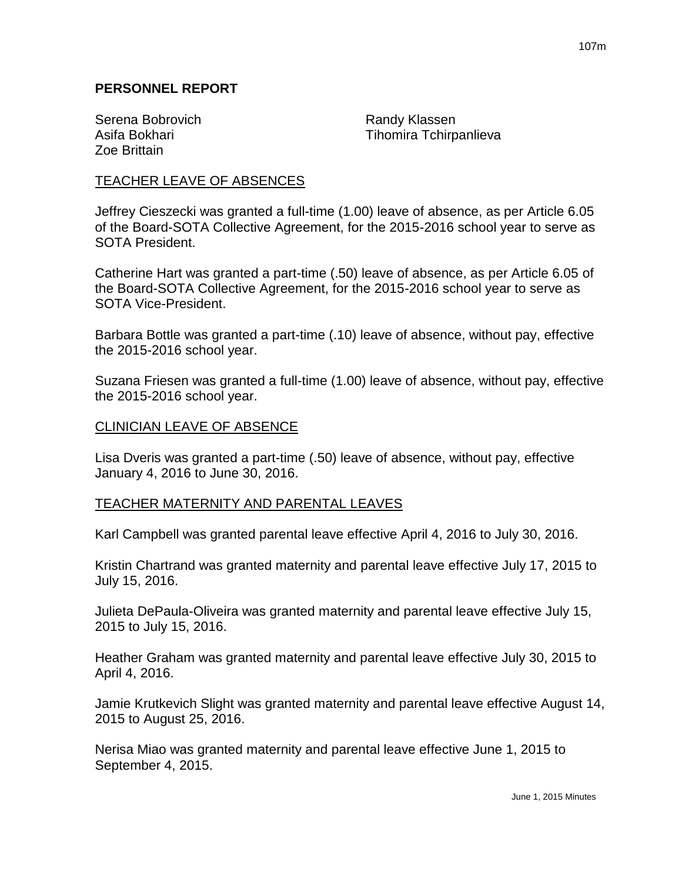## PERSONNEL REPORT

Serena Bobrovich
Asifa Bokhari
Zoe Brittain
Randy Klassen
Tihomira Tchirpanlieva

TEACHER LEAVE OF ABSENCES

Jeffrey Cieszecki was granted a full-time (1.00) leave of absence, as per Article 6.05 of the Board-SOTA Collective Agreement, for the 2015-2016 school year to serve as SOTA President.

Catherine Hart was granted a part-time (.50) leave of absence, as per Article 6.05 of the Board-SOTA Collective Agreement, for the 2015-2016 school year to serve as SOTA Vice-President.

Barbara Bottle was granted a part-time (.10) leave of absence, without pay, effective the 2015-2016 school year.

Suzana Friesen was granted a full-time (1.00) leave of absence, without pay, effective the 2015-2016 school year.

CLINICIAN LEAVE OF ABSENCE

Lisa Dveris was granted a part-time (.50) leave of absence, without pay, effective January 4, 2016 to June 30, 2016.

TEACHER MATERNITY AND PARENTAL LEAVES

Karl Campbell was granted parental leave effective April 4, 2016 to July 30, 2016.

Kristin Chartrand was granted maternity and parental leave effective July 17, 2015 to July 15, 2016.

Julieta DePaula-Oliveira was granted maternity and parental leave effective July 15, 2015 to July 15, 2016.

Heather Graham was granted maternity and parental leave effective July 30, 2015 to April 4, 2016.

Jamie Krutkevich Slight was granted maternity and parental leave effective August 14, 2015 to August 25, 2016.

Nerisa Miao was granted maternity and parental leave effective June 1, 2015 to September 4, 2015.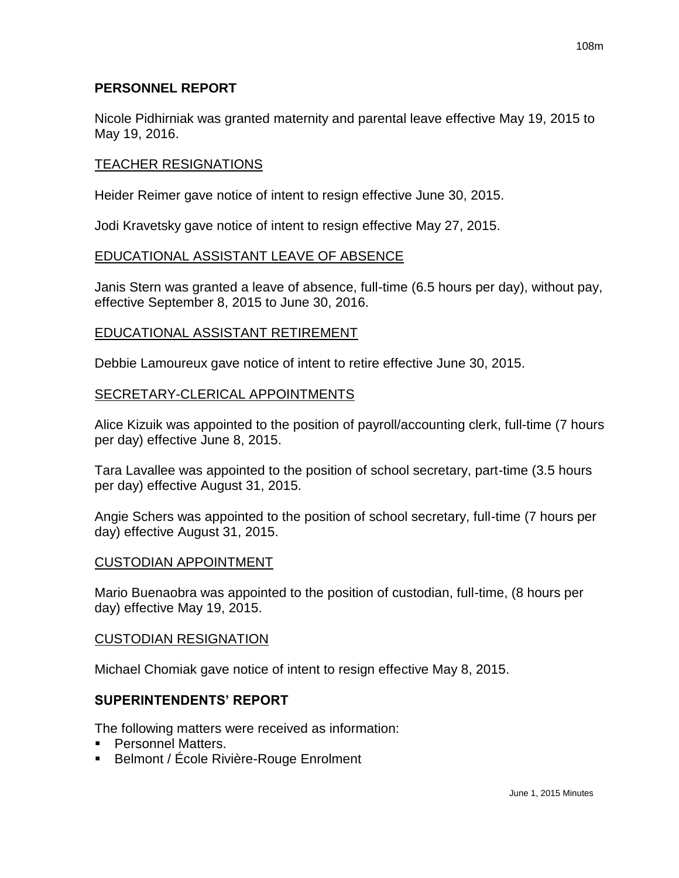## PERSONNEL REPORT

Nicole Pidhirniak was granted maternity and parental leave effective May 19, 2015 to May 19, 2016.

### TEACHER RESIGNATIONS

Heider Reimer gave notice of intent to resign effective June 30, 2015.

Jodi Kravetsky gave notice of intent to resign effective May 27, 2015.

### EDUCATIONAL ASSISTANT LEAVE OF ABSENCE

Janis Stern was granted a leave of absence, full-time (6.5 hours per day), without pay, effective September 8, 2015 to June 30, 2016.

### EDUCATIONAL ASSISTANT RETIREMENT

Debbie Lamoureux gave notice of intent to retire effective June 30, 2015.

### SECRETARY-CLERICAL APPOINTMENTS

Alice Kizuik was appointed to the position of payroll/accounting clerk, full-time (7 hours per day) effective June 8, 2015.

Tara Lavallee was appointed to the position of school secretary, part-time (3.5 hours per day) effective August 31, 2015.

Angie Schers was appointed to the position of school secretary, full-time (7 hours per day) effective August 31, 2015.

### CUSTODIAN APPOINTMENT

Mario Buenaobra was appointed to the position of custodian, full-time, (8 hours per day) effective May 19, 2015.

### CUSTODIAN RESIGNATION

Michael Chomiak gave notice of intent to resign effective May 8, 2015.

## SUPERINTENDENTS' REPORT

The following matters were received as information:

- Personnel Matters.
- Belmont / École Rivière-Rouge Enrolment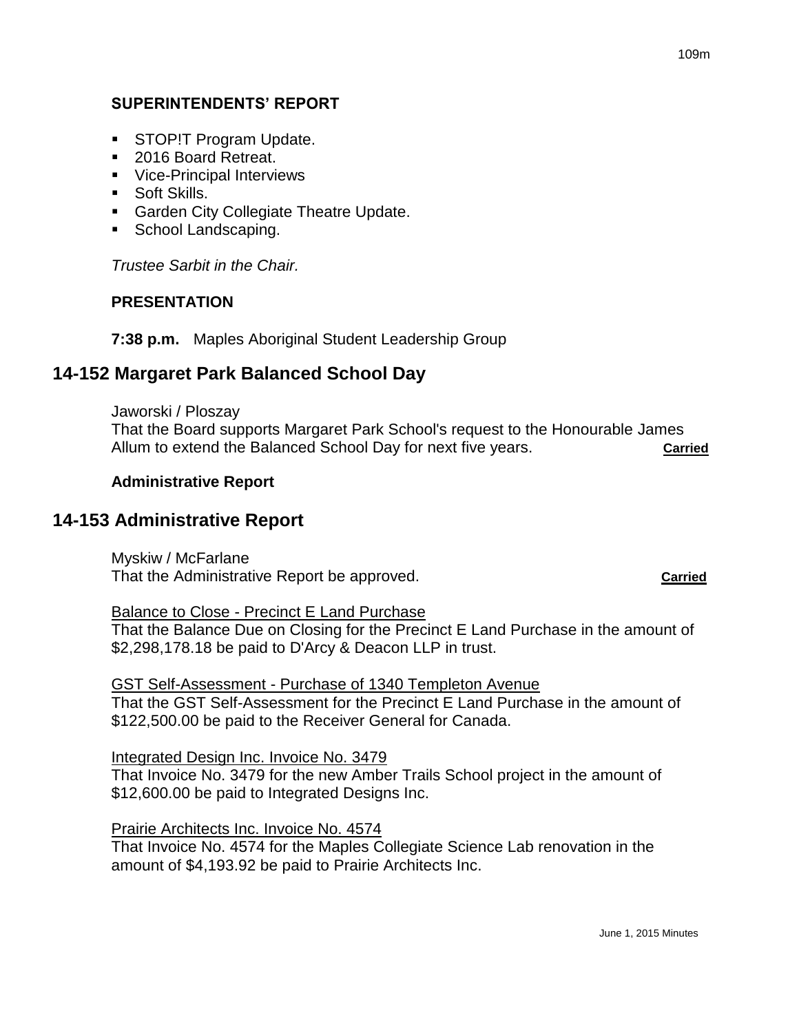### SUPERINTENDENTS' REPORT

- STOP!T Program Update.
- 2016 Board Retreat.
- Vice-Principal Interviews
- Soft Skills.
- Garden City Collegiate Theatre Update.
- School Landscaping.

*Trustee Sarbit in the Chair.*

### PRESENTATION

**7:38 p.m.** Maples Aboriginal Student Leadership Group

## 14-152 Margaret Park Balanced School Day

Jaworski / Ploszay
That the Board supports Margaret Park School's request to the Honourable James Allum to extend the Balanced School Day for next five years. **Carried**

**Administrative Report**

## 14-153 Administrative Report

Myskiw / McFarlane
That the Administrative Report be approved. **Carried**

Balance to Close - Precinct E Land Purchase
That the Balance Due on Closing for the Precinct E Land Purchase in the amount of $2,298,178.18 be paid to D'Arcy & Deacon LLP in trust.

GST Self-Assessment - Purchase of 1340 Templeton Avenue
That the GST Self-Assessment for the Precinct E Land Purchase in the amount of $122,500.00 be paid to the Receiver General for Canada.

Integrated Design Inc. Invoice No. 3479
That Invoice No. 3479 for the new Amber Trails School project in the amount of $12,600.00 be paid to Integrated Designs Inc.

Prairie Architects Inc. Invoice No. 4574
That Invoice No. 4574 for the Maples Collegiate Science Lab renovation in the amount of $4,193.92 be paid to Prairie Architects Inc.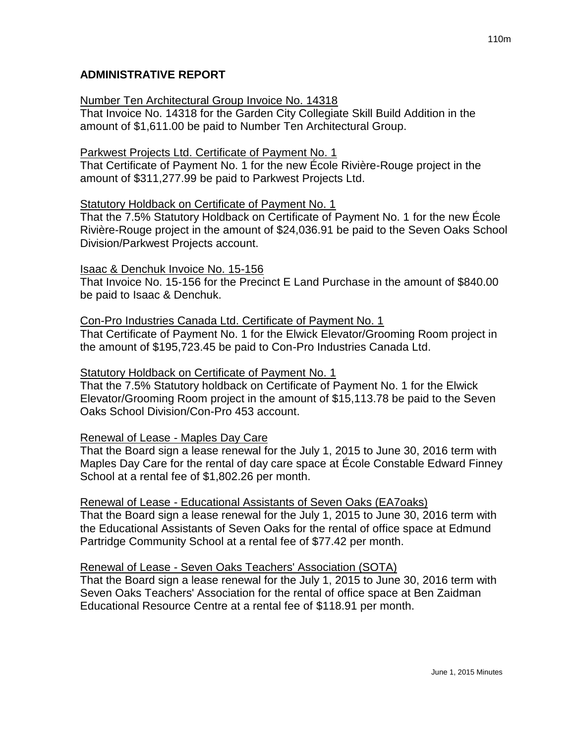## ADMINISTRATIVE REPORT

Number Ten Architectural Group Invoice No. 14318

That Invoice No. 14318 for the Garden City Collegiate Skill Build Addition in the amount of $1,611.00 be paid to Number Ten Architectural Group.

Parkwest Projects Ltd. Certificate of Payment No. 1

That Certificate of Payment No. 1 for the new École Rivière-Rouge project in the amount of $311,277.99 be paid to Parkwest Projects Ltd.

Statutory Holdback on Certificate of Payment No. 1

That the 7.5% Statutory Holdback on Certificate of Payment No. 1 for the new École Rivière-Rouge project in the amount of $24,036.91 be paid to the Seven Oaks School Division/Parkwest Projects account.

Isaac & Denchuk Invoice No. 15-156

That Invoice No. 15-156 for the Precinct E Land Purchase in the amount of $840.00 be paid to Isaac & Denchuk.

Con-Pro Industries Canada Ltd. Certificate of Payment No. 1

That Certificate of Payment No. 1 for the Elwick Elevator/Grooming Room project in the amount of $195,723.45 be paid to Con-Pro Industries Canada Ltd.

Statutory Holdback on Certificate of Payment No. 1

That the 7.5% Statutory holdback on Certificate of Payment No. 1 for the Elwick Elevator/Grooming Room project in the amount of $15,113.78 be paid to the Seven Oaks School Division/Con-Pro 453 account.

Renewal of Lease - Maples Day Care

That the Board sign a lease renewal for the July 1, 2015 to June 30, 2016 term with Maples Day Care for the rental of day care space at École Constable Edward Finney School at a rental fee of $1,802.26 per month.

Renewal of Lease - Educational Assistants of Seven Oaks (EA7oaks)

That the Board sign a lease renewal for the July 1, 2015 to June 30, 2016 term with the Educational Assistants of Seven Oaks for the rental of office space at Edmund Partridge Community School at a rental fee of $77.42 per month.

Renewal of Lease - Seven Oaks Teachers' Association (SOTA)

That the Board sign a lease renewal for the July 1, 2015 to June 30, 2016 term with Seven Oaks Teachers' Association for the rental of office space at Ben Zaidman Educational Resource Centre at a rental fee of $118.91 per month.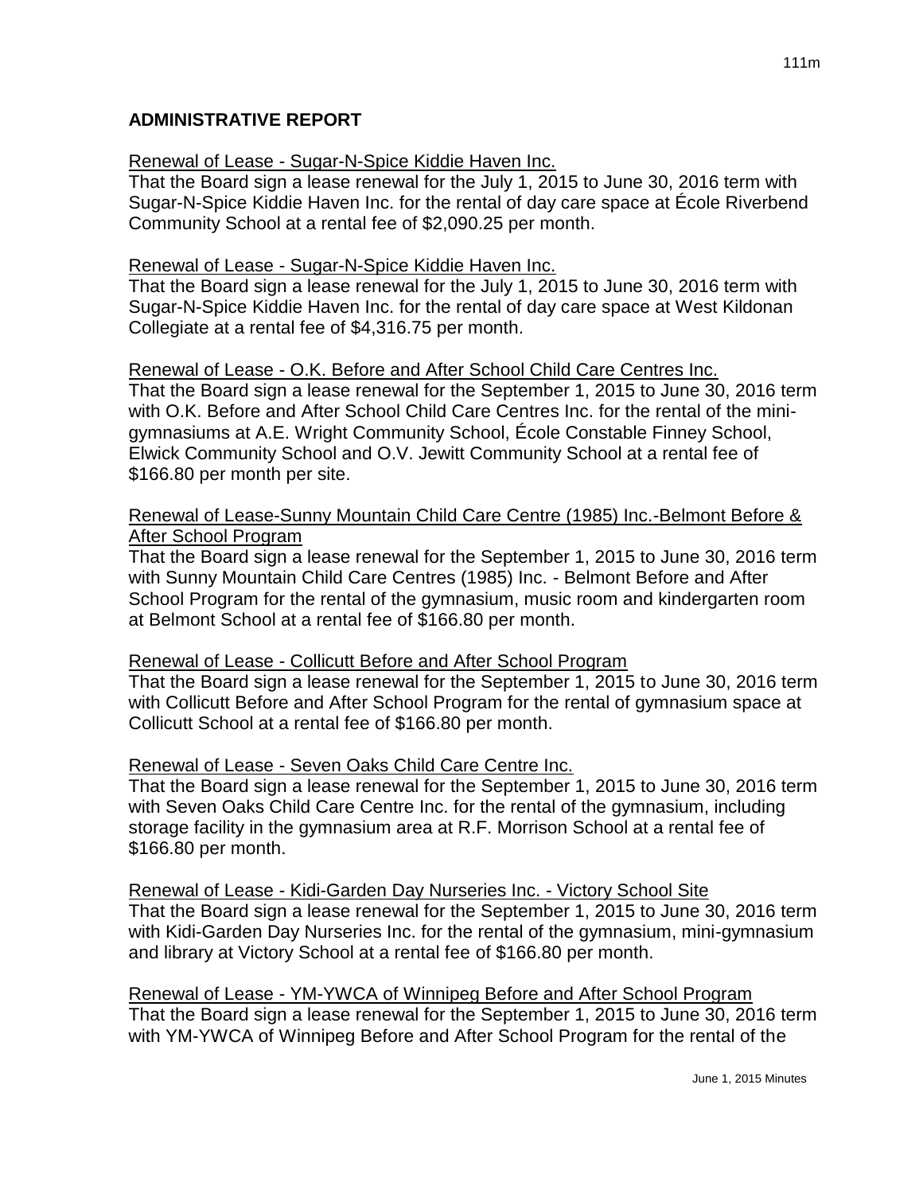## ADMINISTRATIVE REPORT

Renewal of Lease - Sugar-N-Spice Kiddie Haven Inc.

That the Board sign a lease renewal for the July 1, 2015 to June 30, 2016 term with Sugar-N-Spice Kiddie Haven Inc. for the rental of day care space at École Riverbend Community School at a rental fee of $2,090.25 per month.

Renewal of Lease - Sugar-N-Spice Kiddie Haven Inc.

That the Board sign a lease renewal for the July 1, 2015 to June 30, 2016 term with Sugar-N-Spice Kiddie Haven Inc. for the rental of day care space at West Kildonan Collegiate at a rental fee of $4,316.75 per month.

Renewal of Lease - O.K. Before and After School Child Care Centres Inc.

That the Board sign a lease renewal for the September 1, 2015 to June 30, 2016 term with O.K. Before and After School Child Care Centres Inc. for the rental of the mini-gymnasiums at A.E. Wright Community School, École Constable Finney School, Elwick Community School and O.V. Jewitt Community School at a rental fee of $166.80 per month per site.

Renewal of Lease-Sunny Mountain Child Care Centre (1985) Inc.-Belmont Before & After School Program

That the Board sign a lease renewal for the September 1, 2015 to June 30, 2016 term with Sunny Mountain Child Care Centres (1985) Inc. - Belmont Before and After School Program for the rental of the gymnasium, music room and kindergarten room at Belmont School at a rental fee of $166.80 per month.

Renewal of Lease - Collicutt Before and After School Program

That the Board sign a lease renewal for the September 1, 2015 to June 30, 2016 term with Collicutt Before and After School Program for the rental of gymnasium space at Collicutt School at a rental fee of $166.80 per month.

Renewal of Lease - Seven Oaks Child Care Centre Inc.

That the Board sign a lease renewal for the September 1, 2015 to June 30, 2016 term with Seven Oaks Child Care Centre Inc. for the rental of the gymnasium, including storage facility in the gymnasium area at R.F. Morrison School at a rental fee of $166.80 per month.

Renewal of Lease - Kidi-Garden Day Nurseries Inc. - Victory School Site

That the Board sign a lease renewal for the September 1, 2015 to June 30, 2016 term with Kidi-Garden Day Nurseries Inc. for the rental of the gymnasium, mini-gymnasium and library at Victory School at a rental fee of $166.80 per month.

Renewal of Lease - YM-YWCA of Winnipeg Before and After School Program

That the Board sign a lease renewal for the September 1, 2015 to June 30, 2016 term with YM-YWCA of Winnipeg Before and After School Program for the rental of the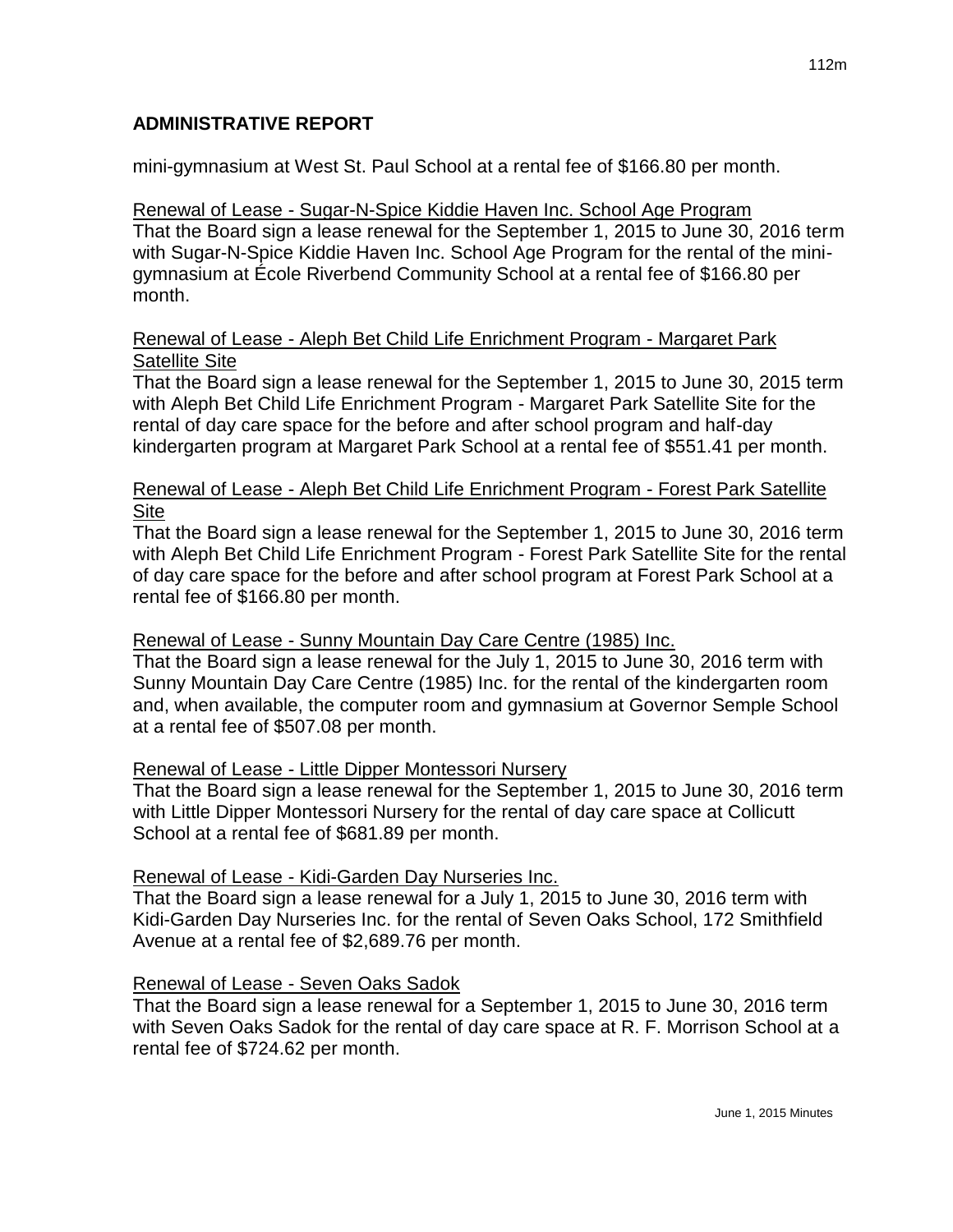## ADMINISTRATIVE REPORT

mini-gymnasium at West St. Paul School at a rental fee of $166.80 per month.

Renewal of Lease - Sugar-N-Spice Kiddie Haven Inc. School Age Program

That the Board sign a lease renewal for the September 1, 2015 to June 30, 2016 term with Sugar-N-Spice Kiddie Haven Inc. School Age Program for the rental of the mini-gymnasium at École Riverbend Community School at a rental fee of $166.80 per month.

Renewal of Lease - Aleph Bet Child Life Enrichment Program - Margaret Park Satellite Site

That the Board sign a lease renewal for the September 1, 2015 to June 30, 2015 term with Aleph Bet Child Life Enrichment Program - Margaret Park Satellite Site for the rental of day care space for the before and after school program and half-day kindergarten program at Margaret Park School at a rental fee of $551.41 per month.

Renewal of Lease - Aleph Bet Child Life Enrichment Program - Forest Park Satellite Site

That the Board sign a lease renewal for the September 1, 2015 to June 30, 2016 term with Aleph Bet Child Life Enrichment Program - Forest Park Satellite Site for the rental of day care space for the before and after school program at Forest Park School at a rental fee of $166.80 per month.

Renewal of Lease - Sunny Mountain Day Care Centre (1985) Inc.

That the Board sign a lease renewal for the July 1, 2015 to June 30, 2016 term with Sunny Mountain Day Care Centre (1985) Inc. for the rental of the kindergarten room and, when available, the computer room and gymnasium at Governor Semple School at a rental fee of $507.08 per month.

Renewal of Lease - Little Dipper Montessori Nursery

That the Board sign a lease renewal for the September 1, 2015 to June 30, 2016 term with Little Dipper Montessori Nursery for the rental of day care space at Collicutt School at a rental fee of $681.89 per month.

Renewal of Lease - Kidi-Garden Day Nurseries Inc.

That the Board sign a lease renewal for a July 1, 2015 to June 30, 2016 term with Kidi-Garden Day Nurseries Inc. for the rental of Seven Oaks School, 172 Smithfield Avenue at a rental fee of $2,689.76 per month.

Renewal of Lease - Seven Oaks Sadok

That the Board sign a lease renewal for a September 1, 2015 to June 30, 2016 term with Seven Oaks Sadok for the rental of day care space at R. F. Morrison School at a rental fee of $724.62 per month.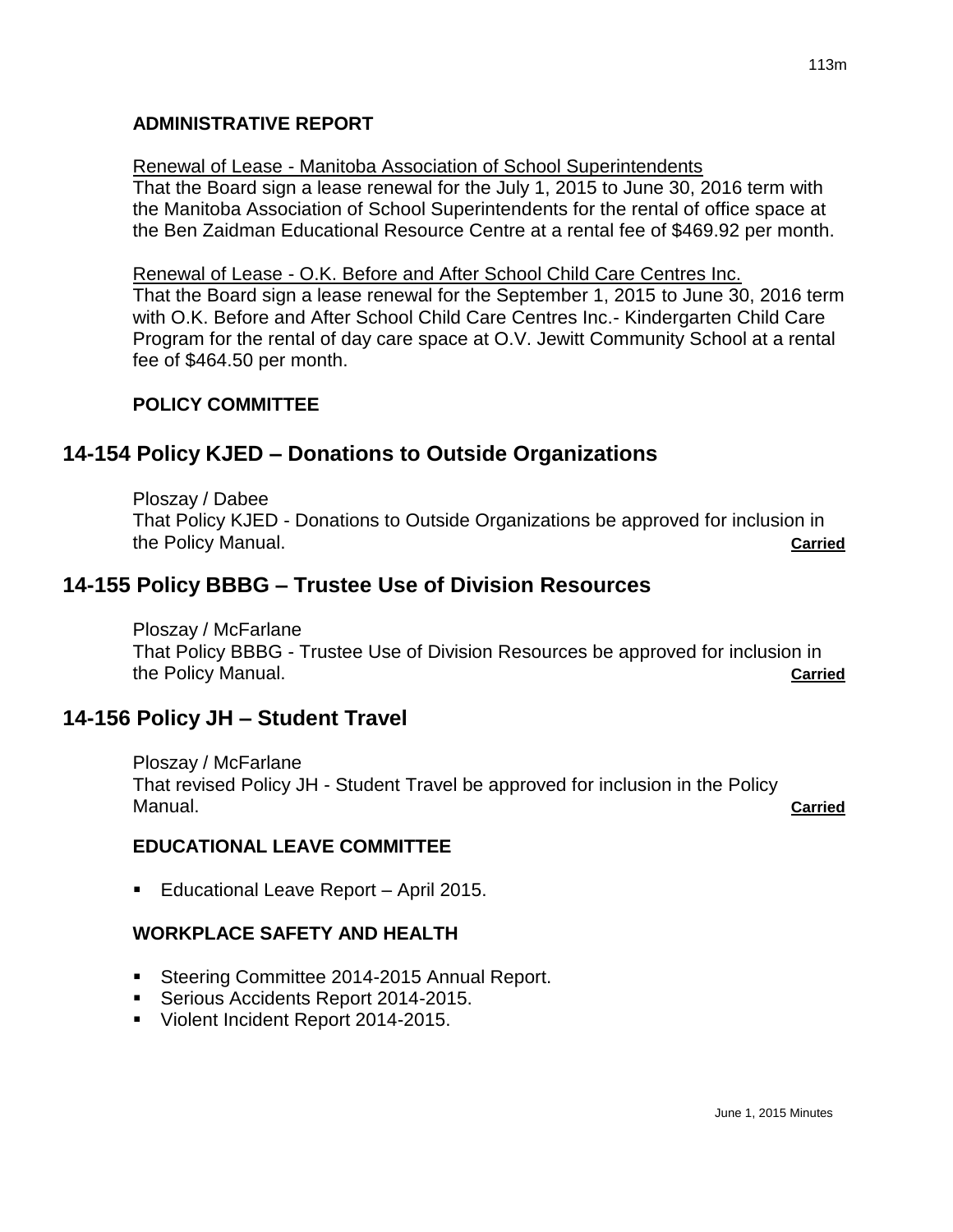**ADMINISTRATIVE REPORT**

Renewal of Lease - Manitoba Association of School Superintendents
That the Board sign a lease renewal for the July 1, 2015 to June 30, 2016 term with the Manitoba Association of School Superintendents for the rental of office space at the Ben Zaidman Educational Resource Centre at a rental fee of $469.92 per month.

Renewal of Lease - O.K. Before and After School Child Care Centres Inc.
That the Board sign a lease renewal for the September 1, 2015 to June 30, 2016 term with O.K. Before and After School Child Care Centres Inc.- Kindergarten Child Care Program for the rental of day care space at O.V. Jewitt Community School at a rental fee of $464.50 per month.

**POLICY COMMITTEE**

## 14-154 Policy KJED – Donations to Outside Organizations

Ploszay / Dabee
That Policy KJED - Donations to Outside Organizations be approved for inclusion in the Policy Manual. **Carried**

## 14-155 Policy BBBG – Trustee Use of Division Resources

Ploszay / McFarlane
That Policy BBBG - Trustee Use of Division Resources be approved for inclusion in the Policy Manual. **Carried**

## 14-156 Policy JH – Student Travel

Ploszay / McFarlane
That revised Policy JH - Student Travel be approved for inclusion in the Policy Manual. **Carried**

**EDUCATIONAL LEAVE COMMITTEE**

- Educational Leave Report – April 2015.

**WORKPLACE SAFETY AND HEALTH**

- Steering Committee 2014-2015 Annual Report.
- Serious Accidents Report 2014-2015.
- Violent Incident Report 2014-2015.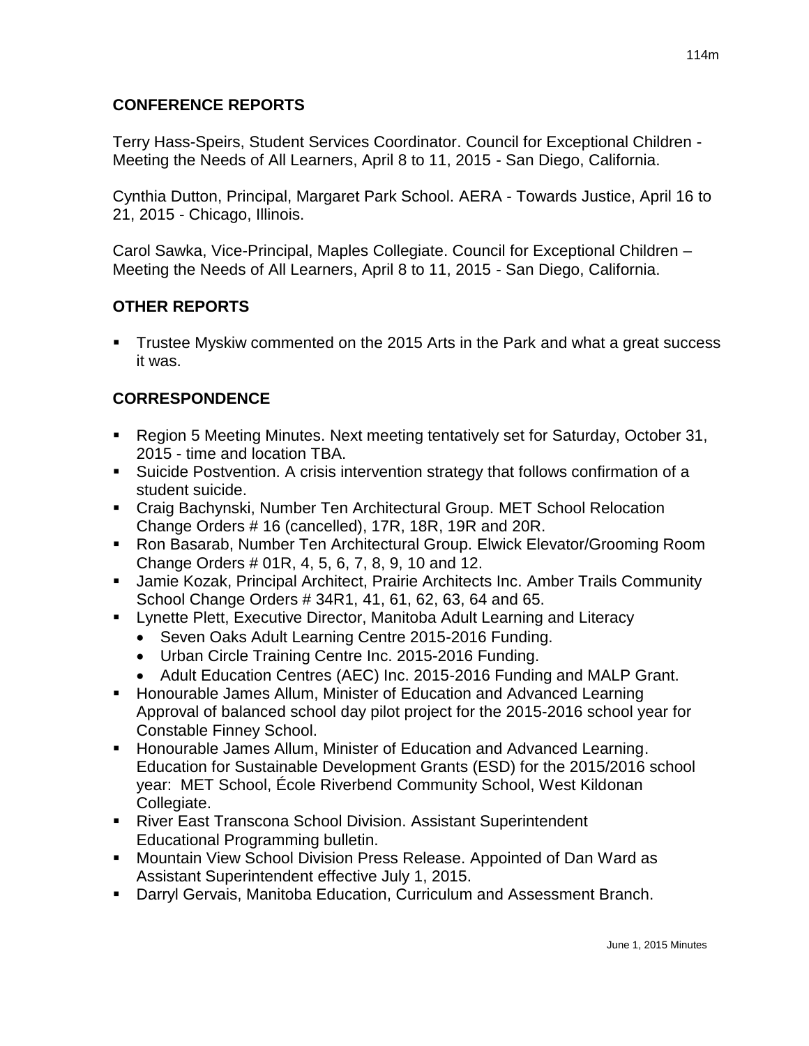## CONFERENCE REPORTS

Terry Hass-Speirs, Student Services Coordinator. Council for Exceptional Children - Meeting the Needs of All Learners, April 8 to 11, 2015 - San Diego, California.

Cynthia Dutton, Principal, Margaret Park School. AERA - Towards Justice, April 16 to 21, 2015 - Chicago, Illinois.

Carol Sawka, Vice-Principal, Maples Collegiate. Council for Exceptional Children – Meeting the Needs of All Learners, April 8 to 11, 2015 - San Diego, California.

## OTHER REPORTS

- Trustee Myskiw commented on the 2015 Arts in the Park and what a great success it was.

## CORRESPONDENCE

- Region 5 Meeting Minutes. Next meeting tentatively set for Saturday, October 31, 2015 - time and location TBA.
- Suicide Postvention. A crisis intervention strategy that follows confirmation of a student suicide.
- Craig Bachynski, Number Ten Architectural Group. MET School Relocation Change Orders # 16 (cancelled), 17R, 18R, 19R and 20R.
- Ron Basarab, Number Ten Architectural Group. Elwick Elevator/Grooming Room Change Orders # 01R, 4, 5, 6, 7, 8, 9, 10 and 12.
- Jamie Kozak, Principal Architect, Prairie Architects Inc. Amber Trails Community School Change Orders # 34R1, 41, 61, 62, 63, 64 and 65.
- Lynette Plett, Executive Director, Manitoba Adult Learning and Literacy
  - Seven Oaks Adult Learning Centre 2015-2016 Funding.
  - Urban Circle Training Centre Inc. 2015-2016 Funding.
  - Adult Education Centres (AEC) Inc. 2015-2016 Funding and MALP Grant.
- Honourable James Allum, Minister of Education and Advanced Learning Approval of balanced school day pilot project for the 2015-2016 school year for Constable Finney School.
- Honourable James Allum, Minister of Education and Advanced Learning. Education for Sustainable Development Grants (ESD) for the 2015/2016 school year: MET School, École Riverbend Community School, West Kildonan Collegiate.
- River East Transcona School Division. Assistant Superintendent Educational Programming bulletin.
- Mountain View School Division Press Release. Appointed of Dan Ward as Assistant Superintendent effective July 1, 2015.
- Darryl Gervais, Manitoba Education, Curriculum and Assessment Branch.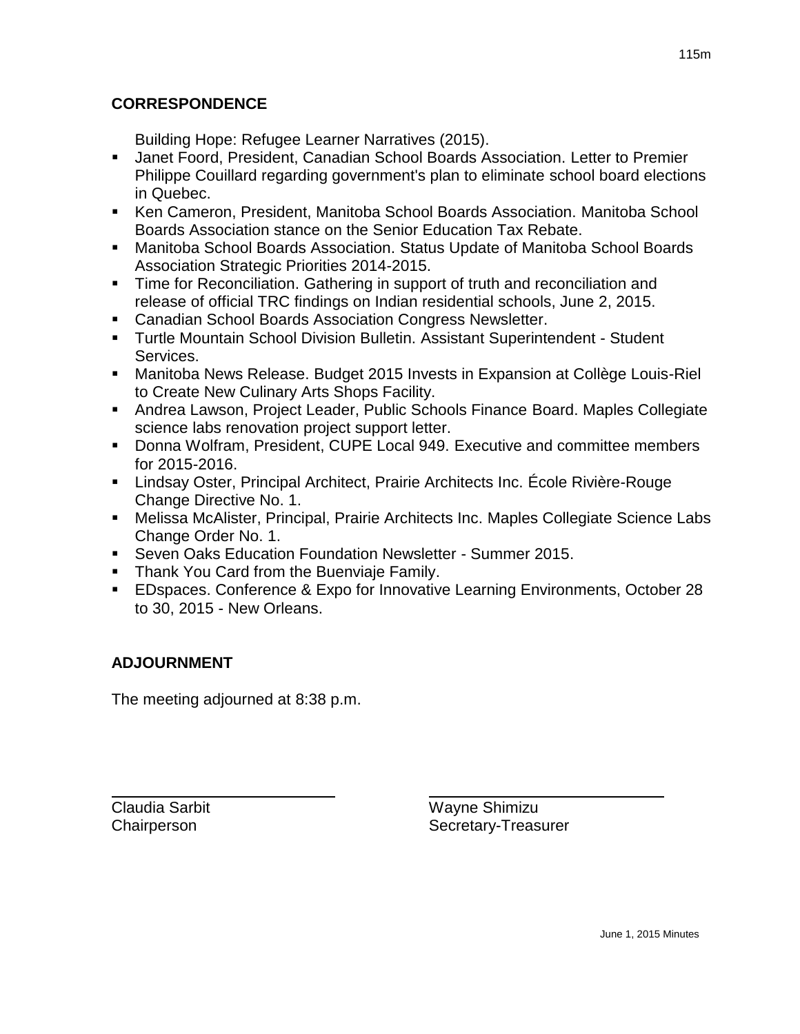## CORRESPONDENCE

Building Hope: Refugee Learner Narratives (2015).

- Janet Foord, President, Canadian School Boards Association. Letter to Premier Philippe Couillard regarding government's plan to eliminate school board elections in Quebec.
- Ken Cameron, President, Manitoba School Boards Association. Manitoba School Boards Association stance on the Senior Education Tax Rebate.
- Manitoba School Boards Association. Status Update of Manitoba School Boards Association Strategic Priorities 2014-2015.
- Time for Reconciliation. Gathering in support of truth and reconciliation and release of official TRC findings on Indian residential schools, June 2, 2015.
- Canadian School Boards Association Congress Newsletter.
- Turtle Mountain School Division Bulletin. Assistant Superintendent - Student Services.
- Manitoba News Release. Budget 2015 Invests in Expansion at Collège Louis-Riel to Create New Culinary Arts Shops Facility.
- Andrea Lawson, Project Leader, Public Schools Finance Board. Maples Collegiate science labs renovation project support letter.
- Donna Wolfram, President, CUPE Local 949. Executive and committee members for 2015-2016.
- Lindsay Oster, Principal Architect, Prairie Architects Inc. École Rivière-Rouge Change Directive No. 1.
- Melissa McAlister, Principal, Prairie Architects Inc. Maples Collegiate Science Labs Change Order No. 1.
- Seven Oaks Education Foundation Newsletter - Summer 2015.
- Thank You Card from the Buenviaje Family.
- EDspaces. Conference & Expo for Innovative Learning Environments, October 28 to 30, 2015 - New Orleans.

## ADJOURNMENT

The meeting adjourned at 8:38 p.m.

| | |
|---|---|
| Claudia Sarbit<br>Chairperson | Wayne Shimizu<br>Secretary-Treasurer |